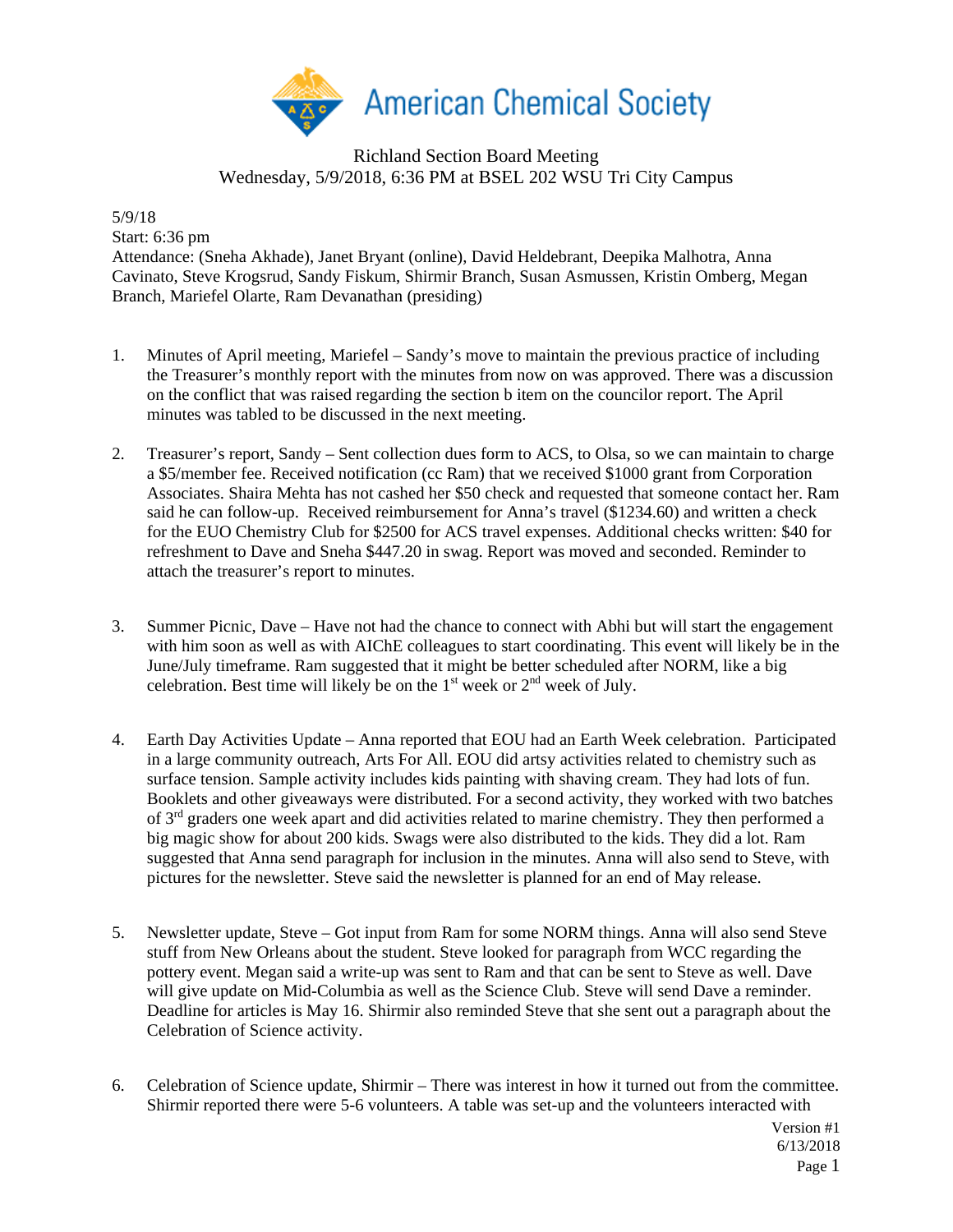# American Chemical Society

Richland Section Board Meeting
Wednesday, 5/9/2018, 6:36 PM at BSEL 202 WSU Tri City Campus

5/9/18
Start: 6:36 pm
Attendance: (Sneha Akhade), Janet Bryant (online), David Heldebrant, Deepika Malhotra, Anna Cavinato, Steve Krogsrud, Sandy Fiskum, Shirmir Branch, Susan Asmussen, Kristin Omberg, Megan Branch, Mariefel Olarte, Ram Devanathan (presiding)

1. Minutes of April meeting, Mariefel – Sandy's move to maintain the previous practice of including the Treasurer's monthly report with the minutes from now on was approved. There was a discussion on the conflict that was raised regarding the section b item on the councilor report. The April minutes was tabled to be discussed in the next meeting.

2. Treasurer's report, Sandy – Sent collection dues form to ACS, to Olsa, so we can maintain to charge a $5/member fee. Received notification (cc Ram) that we received $1000 grant from Corporation Associates. Shaira Mehta has not cashed her $50 check and requested that someone contact her. Ram said he can follow-up. Received reimbursement for Anna's travel ($1234.60) and written a check for the EUO Chemistry Club for $2500 for ACS travel expenses. Additional checks written: $40 for refreshment to Dave and Sneha $447.20 in swag. Report was moved and seconded. Reminder to attach the treasurer's report to minutes.

3. Summer Picnic, Dave – Have not had the chance to connect with Abhi but will start the engagement with him soon as well as with AIChE colleagues to start coordinating. This event will likely be in the June/July timeframe. Ram suggested that it might be better scheduled after NORM, like a big celebration. Best time will likely be on the 1st week or 2nd week of July.

4. Earth Day Activities Update – Anna reported that EOU had an Earth Week celebration. Participated in a large community outreach, Arts For All. EOU did artsy activities related to chemistry such as surface tension. Sample activity includes kids painting with shaving cream. They had lots of fun. Booklets and other giveaways were distributed. For a second activity, they worked with two batches of 3rd graders one week apart and did activities related to marine chemistry. They then performed a big magic show for about 200 kids. Swags were also distributed to the kids. They did a lot. Ram suggested that Anna send paragraph for inclusion in the minutes. Anna will also send to Steve, with pictures for the newsletter. Steve said the newsletter is planned for an end of May release.

5. Newsletter update, Steve – Got input from Ram for some NORM things. Anna will also send Steve stuff from New Orleans about the student. Steve looked for paragraph from WCC regarding the pottery event. Megan said a write-up was sent to Ram and that can be sent to Steve as well. Dave will give update on Mid-Columbia as well as the Science Club. Steve will send Dave a reminder. Deadline for articles is May 16. Shirmir also reminded Steve that she sent out a paragraph about the Celebration of Science activity.

6. Celebration of Science update, Shirmir – There was interest in how it turned out from the committee. Shirmir reported there were 5-6 volunteers. A table was set-up and the volunteers interacted with

Version #1
6/13/2018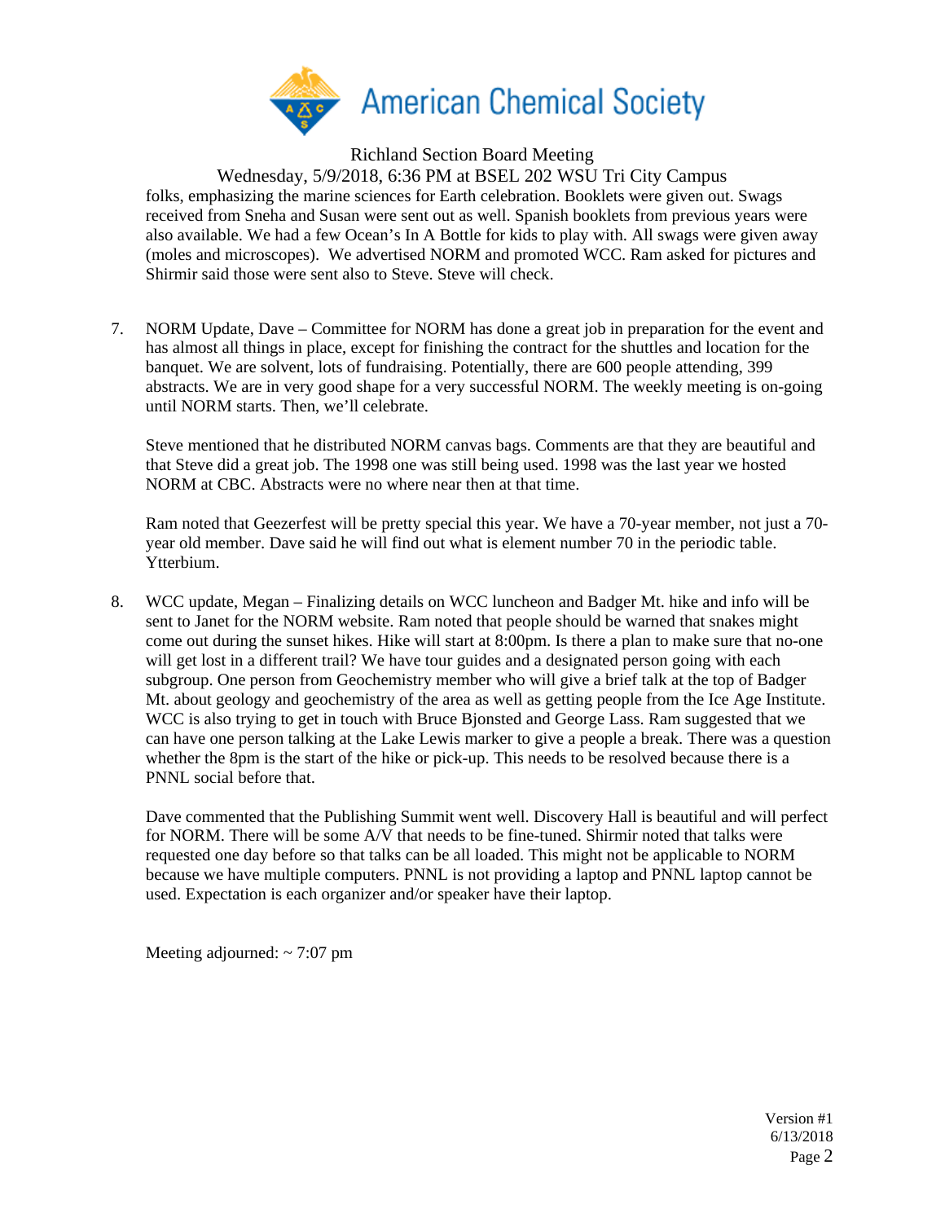folks, emphasizing the marine sciences for Earth celebration. Booklets were given out. Swags received from Sneha and Susan were sent out as well. Spanish booklets from previous years were also available. We had a few Ocean's In A Bottle for kids to play with. All swags were given away (moles and microscopes). We advertised NORM and promoted WCC. Ram asked for pictures and Shirmir said those were sent also to Steve. Steve will check.

7. NORM Update, Dave – Committee for NORM has done a great job in preparation for the event and has almost all things in place, except for finishing the contract for the shuttles and location for the banquet. We are solvent, lots of fundraising. Potentially, there are 600 people attending, 399 abstracts. We are in very good shape for a very successful NORM. The weekly meeting is on-going until NORM starts. Then, we'll celebrate.

   Steve mentioned that he distributed NORM canvas bags. Comments are that they are beautiful and that Steve did a great job. The 1998 one was still being used. 1998 was the last year we hosted NORM at CBC. Abstracts were no where near then at that time.

   Ram noted that Geezerfest will be pretty special this year. We have a 70-year member, not just a 70-year old member. Dave said he will find out what is element number 70 in the periodic table. Ytterbium.

8. WCC update, Megan – Finalizing details on WCC luncheon and Badger Mt. hike and info will be sent to Janet for the NORM website. Ram noted that people should be warned that snakes might come out during the sunset hikes. Hike will start at 8:00pm. Is there a plan to make sure that no-one will get lost in a different trail? We have tour guides and a designated person going with each subgroup. One person from Geochemistry member who will give a brief talk at the top of Badger Mt. about geology and geochemistry of the area as well as getting people from the Ice Age Institute. WCC is also trying to get in touch with Bruce Bjonsted and George Lass. Ram suggested that we can have one person talking at the Lake Lewis marker to give a people a break. There was a question whether the 8pm is the start of the hike or pick-up. This needs to be resolved because there is a PNNL social before that.

   Dave commented that the Publishing Summit went well. Discovery Hall is beautiful and will perfect for NORM. There will be some A/V that needs to be fine-tuned. Shirmir noted that talks were requested one day before so that talks can be all loaded. This might not be applicable to NORM because we have multiple computers. PNNL is not providing a laptop and PNNL laptop cannot be used. Expectation is each organizer and/or speaker have their laptop.

Meeting adjourned: ~ 7:07 pm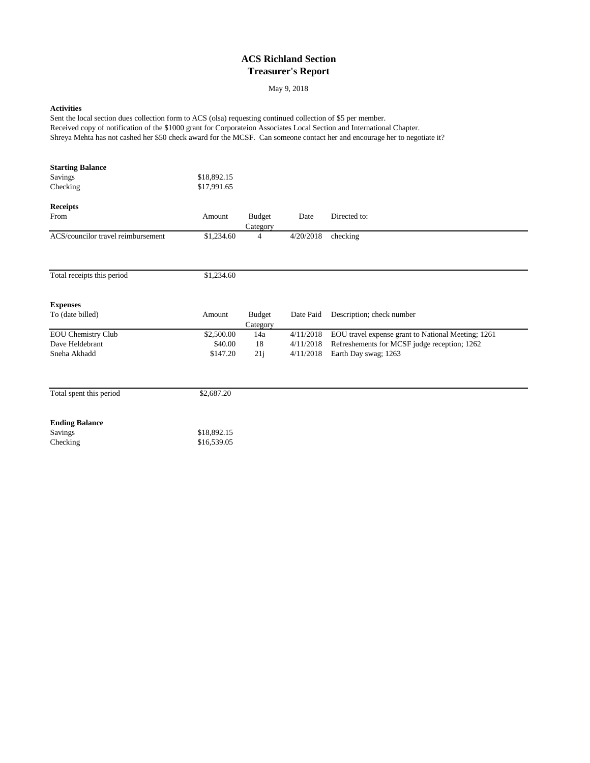# ACS Richland Section
## Treasurer's Report

May 9, 2018

**Activities**

Sent the local section dues collection form to ACS (olsa) requesting continued collection of $5 per member.
Received copy of notification of the $1000 grant for Corporateion Associates Local Section and International Chapter.
Shreya Mehta has not cashed her $50 check award for the MCSF. Can someone contact her and encourage her to negotiate it?

**Starting Balance**

| | |
|---|---|
| Savings | $18,892.15 |
| Checking | $17,991.65 |

**Receipts**

| From | Amount | Budget Category | Date | Directed to: |
|---|---|---|---|---|
| ACS/councilor travel reimbursement | $1,234.60 | 4 | 4/20/2018 | checking |
| Total receipts this period | $1,234.60 | | | |

**Expenses**

| To (date billed) | Amount | Budget Category | Date Paid | Description; check number |
|---|---|---|---|---|
| EOU Chemistry Club | $2,500.00 | 14a | 4/11/2018 | EOU travel expense grant to National Meeting; 1261 |
| Dave Heldebrant | $40.00 | 18 | 4/11/2018 | Refreshements for MCSF judge reception; 1262 |
| Sneha Akhadd | $147.20 | 21j | 4/11/2018 | Earth Day swag; 1263 |
| Total spent this period | $2,687.20 | | | |

**Ending Balance**

| | |
|---|---|
| Savings | $18,892.15 |
| Checking | $16,539.05 |